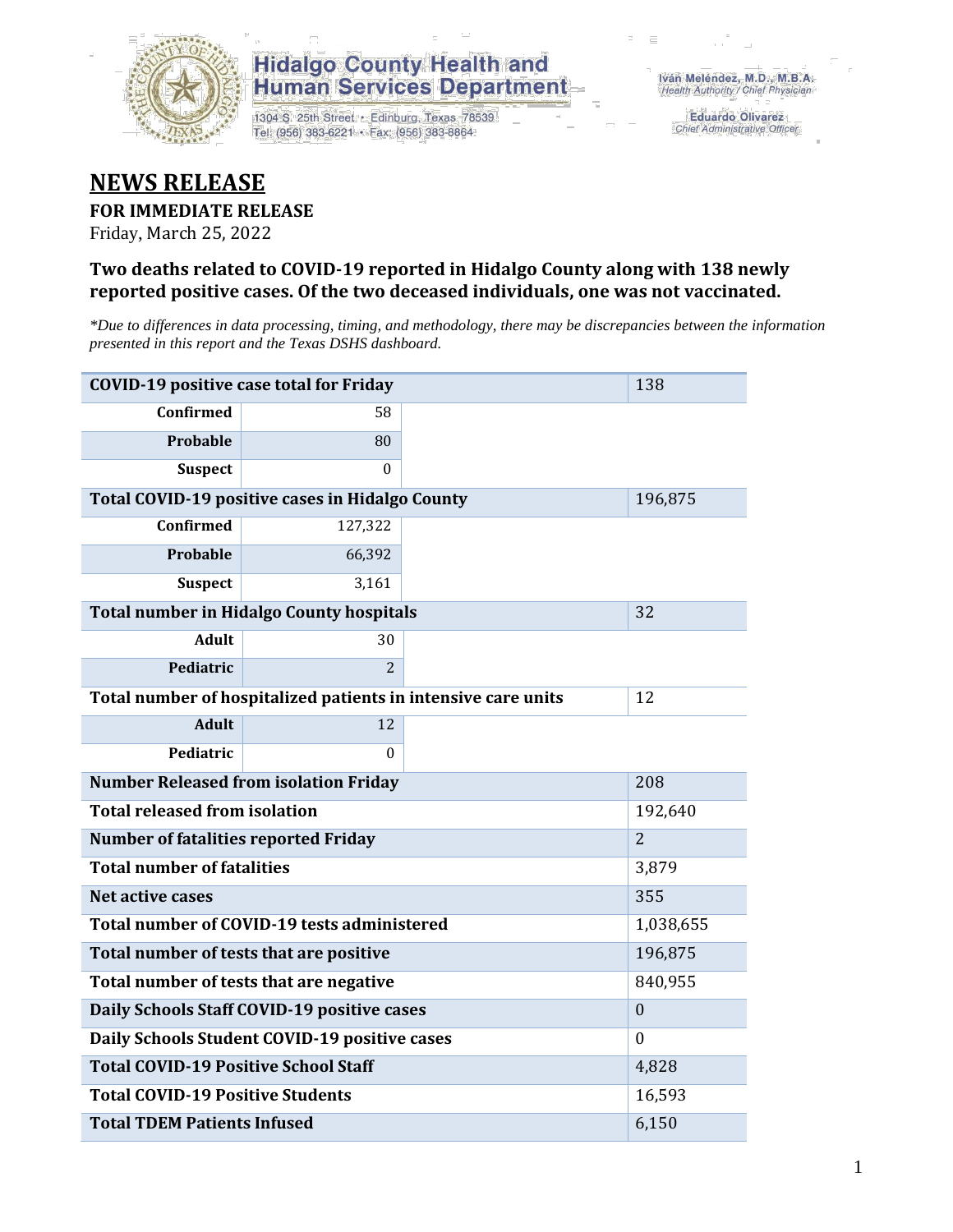Hidalgo County Health and Human Services Department

1304 S. 25th Street • Edinburg, Texas 78539
Tel: (956) 383-6221 • Fax: (956) 383-8864

Iván Meléndez, M.D., M.B.A.
*Health Authority / Chief Physician*

Eduardo Olivarez
*Chief Administrative Officer*

# NEWS RELEASE

**FOR IMMEDIATE RELEASE**

Friday, March 25, 2022

### Two deaths related to COVID-19 reported in Hidalgo County along with 138 newly reported positive cases. Of the two deceased individuals, one was not vaccinated.

*\*Due to differences in data processing, timing, and methodology, there may be discrepancies between the information presented in this report and the Texas DSHS dashboard.*

| | | | |
|---|---|---|---|
| **COVID-19 positive case total for Friday** | | | 138 |
| **Confirmed** | 58 | | |
| **Probable** | 80 | | |
| **Suspect** | 0 | | |
| **Total COVID-19 positive cases in Hidalgo County** | | | 196,875 |
| **Confirmed** | 127,322 | | |
| **Probable** | 66,392 | | |
| **Suspect** | 3,161 | | |
| **Total number in Hidalgo County hospitals** | | | 32 |
| **Adult** | 30 | | |
| **Pediatric** | 2 | | |
| **Total number of hospitalized patients in intensive care units** | | | 12 |
| **Adult** | 12 | | |
| **Pediatric** | 0 | | |
| **Number Released from isolation Friday** | | | 208 |
| **Total released from isolation** | | | 192,640 |
| **Number of fatalities reported Friday** | | | 2 |
| **Total number of fatalities** | | | 3,879 |
| **Net active cases** | | | 355 |
| **Total number of COVID-19 tests administered** | | | 1,038,655 |
| **Total number of tests that are positive** | | | 196,875 |
| **Total number of tests that are negative** | | | 840,955 |
| **Daily Schools Staff COVID-19 positive cases** | | | 0 |
| **Daily Schools Student COVID-19 positive cases** | | | 0 |
| **Total COVID-19 Positive School Staff** | | | 4,828 |
| **Total COVID-19 Positive Students** | | | 16,593 |
| **Total TDEM Patients Infused** | | | 6,150 |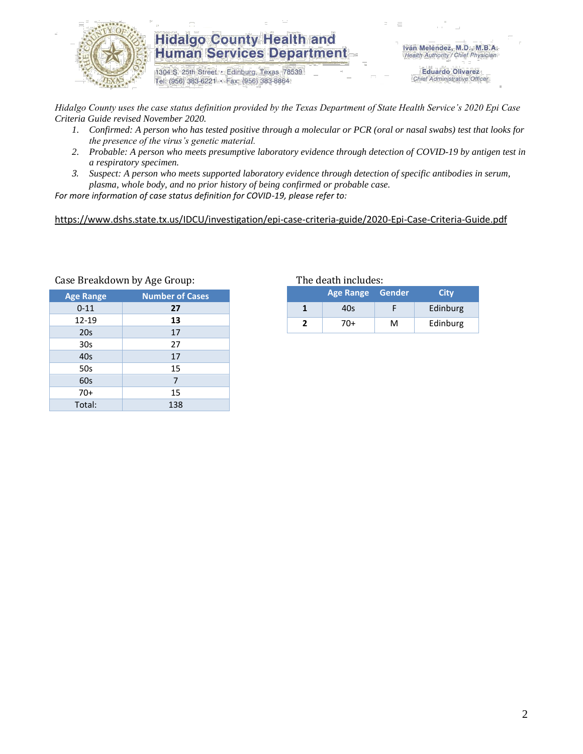# Hidalgo County Health and Human Services Department

1304 S. 25th Street • Edinburg, Texas 78539
Tel: (956) 383-6221 • Fax: (956) 383-8864

Iván Meléndez, M.D., M.B.A.
*Health Authority / Chief Physician*

Eduardo Olivarez
*Chief Administrative Officer*

*Hidalgo County uses the case status definition provided by the Texas Department of State Health Service's 2020 Epi Case Criteria Guide revised November 2020.*

1. *Confirmed: A person who has tested positive through a molecular or PCR (oral or nasal swabs) test that looks for the presence of the virus's genetic material.*
2. *Probable: A person who meets presumptive laboratory evidence through detection of COVID-19 by antigen test in a respiratory specimen.*
3. *Suspect: A person who meets supported laboratory evidence through detection of specific antibodies in serum, plasma, whole body, and no prior history of being confirmed or probable case.*

*For more information of case status definition for COVID-19, please refer to:*

https://www.dshs.state.tx.us/IDCU/investigation/epi-case-criteria-guide/2020-Epi-Case-Criteria-Guide.pdf

Case Breakdown by Age Group:

| Age Range | Number of Cases |
|---|---|
| 0-11 | **27** |
| 12-19 | **13** |
| 20s | 17 |
| 30s | 27 |
| 40s | 17 |
| 50s | 15 |
| 60s | 7 |
| 70+ | 15 |
| Total: | 138 |

The death includes:

| | Age Range | Gender | City |
|---|---|---|---|
| **1** | 40s | F | Edinburg |
| **2** | 70+ | M | Edinburg |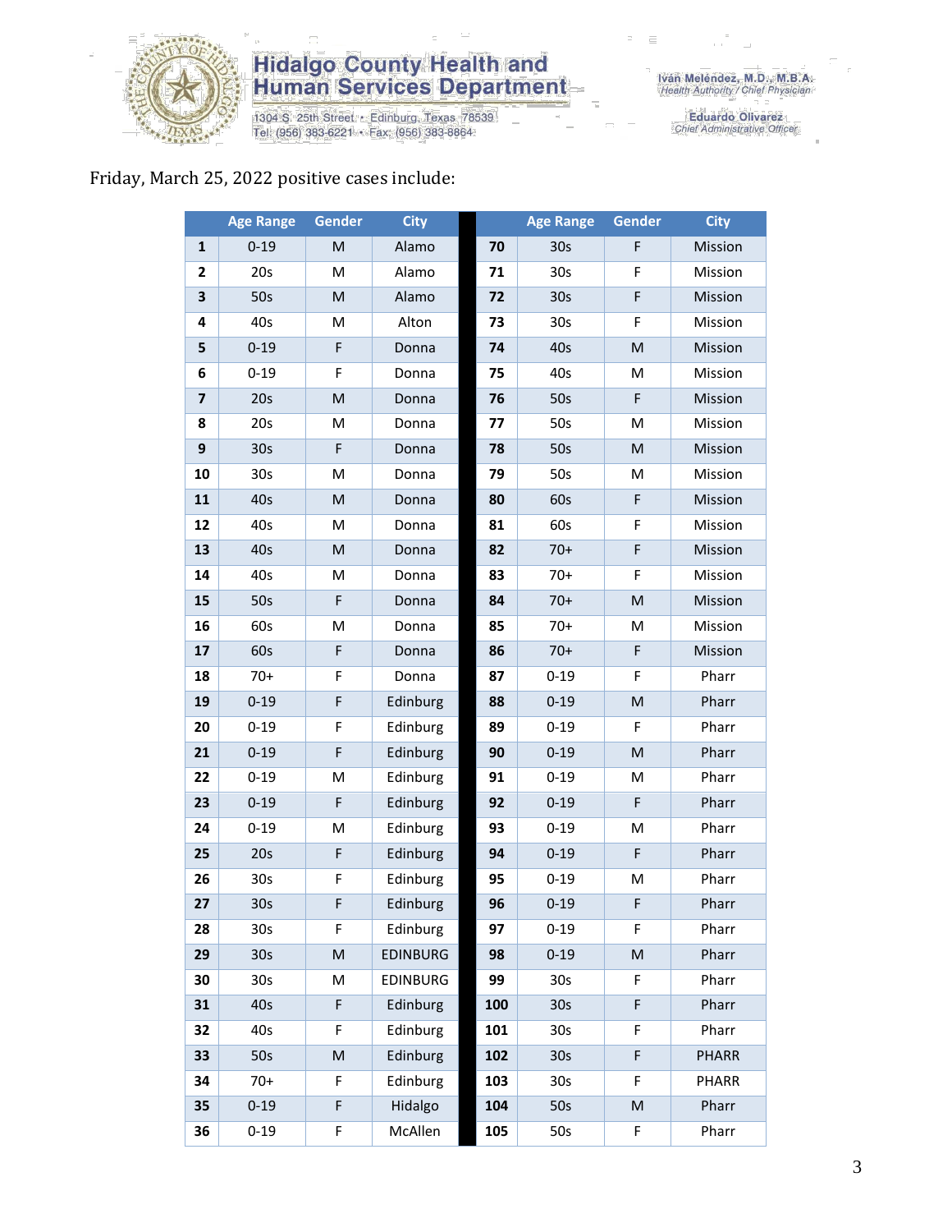Friday, March 25, 2022 positive cases include:

|  | Age Range | Gender | City |  | Age Range | Gender | City |
|---|---|---|---|---|---|---|---|
| 1 | 0-19 | M | Alamo | 70 | 30s | F | Mission |
| 2 | 20s | M | Alamo | 71 | 30s | F | Mission |
| 3 | 50s | M | Alamo | 72 | 30s | F | Mission |
| 4 | 40s | M | Alton | 73 | 30s | F | Mission |
| 5 | 0-19 | F | Donna | 74 | 40s | M | Mission |
| 6 | 0-19 | F | Donna | 75 | 40s | M | Mission |
| 7 | 20s | M | Donna | 76 | 50s | F | Mission |
| 8 | 20s | M | Donna | 77 | 50s | M | Mission |
| 9 | 30s | F | Donna | 78 | 50s | M | Mission |
| 10 | 30s | M | Donna | 79 | 50s | M | Mission |
| 11 | 40s | M | Donna | 80 | 60s | F | Mission |
| 12 | 40s | M | Donna | 81 | 60s | F | Mission |
| 13 | 40s | M | Donna | 82 | 70+ | F | Mission |
| 14 | 40s | M | Donna | 83 | 70+ | F | Mission |
| 15 | 50s | F | Donna | 84 | 70+ | M | Mission |
| 16 | 60s | M | Donna | 85 | 70+ | M | Mission |
| 17 | 60s | F | Donna | 86 | 70+ | F | Mission |
| 18 | 70+ | F | Donna | 87 | 0-19 | F | Pharr |
| 19 | 0-19 | F | Edinburg | 88 | 0-19 | M | Pharr |
| 20 | 0-19 | F | Edinburg | 89 | 0-19 | F | Pharr |
| 21 | 0-19 | F | Edinburg | 90 | 0-19 | M | Pharr |
| 22 | 0-19 | M | Edinburg | 91 | 0-19 | M | Pharr |
| 23 | 0-19 | F | Edinburg | 92 | 0-19 | F | Pharr |
| 24 | 0-19 | M | Edinburg | 93 | 0-19 | M | Pharr |
| 25 | 20s | F | Edinburg | 94 | 0-19 | F | Pharr |
| 26 | 30s | F | Edinburg | 95 | 0-19 | M | Pharr |
| 27 | 30s | F | Edinburg | 96 | 0-19 | F | Pharr |
| 28 | 30s | F | Edinburg | 97 | 0-19 | F | Pharr |
| 29 | 30s | M | EDINBURG | 98 | 0-19 | M | Pharr |
| 30 | 30s | M | EDINBURG | 99 | 30s | F | Pharr |
| 31 | 40s | F | Edinburg | 100 | 30s | F | Pharr |
| 32 | 40s | F | Edinburg | 101 | 30s | F | Pharr |
| 33 | 50s | M | Edinburg | 102 | 30s | F | PHARR |
| 34 | 70+ | F | Edinburg | 103 | 30s | F | PHARR |
| 35 | 0-19 | F | Hidalgo | 104 | 50s | M | Pharr |
| 36 | 0-19 | F | McAllen | 105 | 50s | F | Pharr |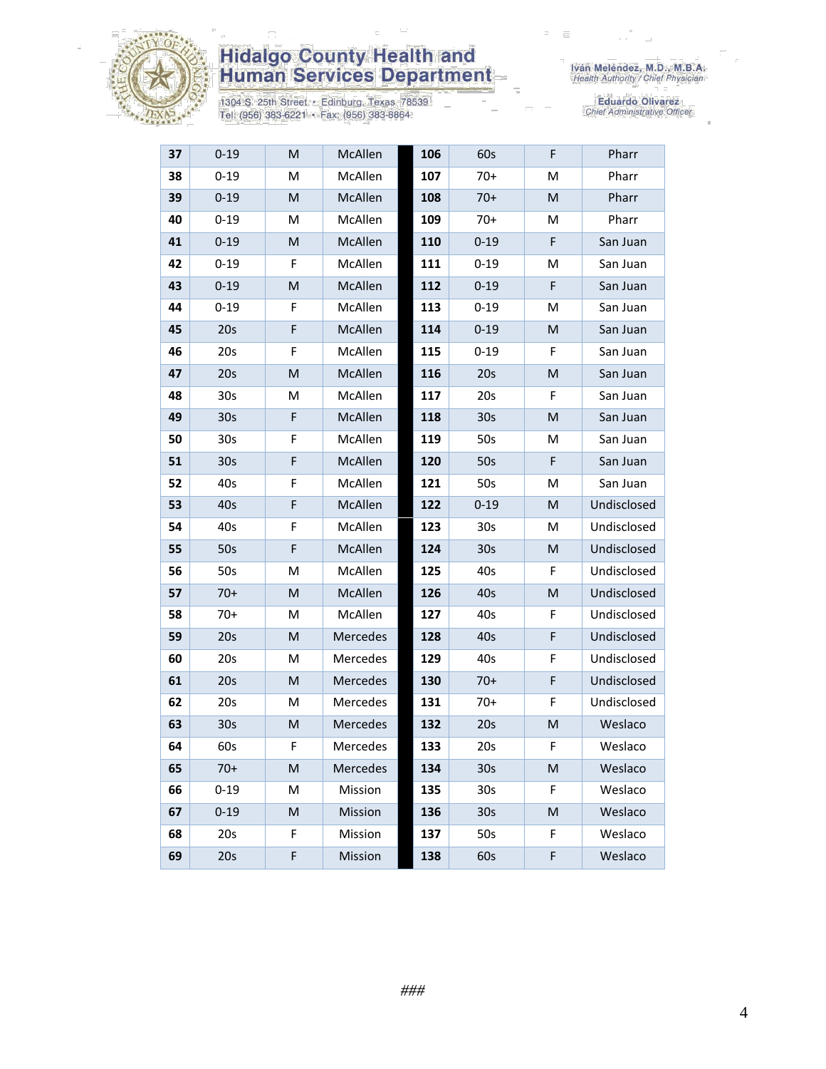# Hidalgo County Health and Human Services Department

1304 S. 25th Street • Edinburg, Texas 78539
Tel: (956) 383-6221 • Fax: (956) 383-8864

Iván Meléndez, M.D., M.B.A.
*Health Authority / Chief Physician*

Eduardo Olivarez
*Chief Administrative Officer*

| | | | | | | | |
|---|---|---|---|---|---|---|---|
| **37** | 0-19 | M | McAllen | **106** | 60s | F | Pharr |
| **38** | 0-19 | M | McAllen | **107** | 70+ | M | Pharr |
| **39** | 0-19 | M | McAllen | **108** | 70+ | M | Pharr |
| **40** | 0-19 | M | McAllen | **109** | 70+ | M | Pharr |
| **41** | 0-19 | M | McAllen | **110** | 0-19 | F | San Juan |
| **42** | 0-19 | F | McAllen | **111** | 0-19 | M | San Juan |
| **43** | 0-19 | M | McAllen | **112** | 0-19 | F | San Juan |
| **44** | 0-19 | F | McAllen | **113** | 0-19 | M | San Juan |
| **45** | 20s | F | McAllen | **114** | 0-19 | M | San Juan |
| **46** | 20s | F | McAllen | **115** | 0-19 | F | San Juan |
| **47** | 20s | M | McAllen | **116** | 20s | M | San Juan |
| **48** | 30s | M | McAllen | **117** | 20s | F | San Juan |
| **49** | 30s | F | McAllen | **118** | 30s | M | San Juan |
| **50** | 30s | F | McAllen | **119** | 50s | M | San Juan |
| **51** | 30s | F | McAllen | **120** | 50s | F | San Juan |
| **52** | 40s | F | McAllen | **121** | 50s | M | San Juan |
| **53** | 40s | F | McAllen | **122** | 0-19 | M | Undisclosed |
| **54** | 40s | F | McAllen | **123** | 30s | M | Undisclosed |
| **55** | 50s | F | McAllen | **124** | 30s | M | Undisclosed |
| **56** | 50s | M | McAllen | **125** | 40s | F | Undisclosed |
| **57** | 70+ | M | McAllen | **126** | 40s | M | Undisclosed |
| **58** | 70+ | M | McAllen | **127** | 40s | F | Undisclosed |
| **59** | 20s | M | Mercedes | **128** | 40s | F | Undisclosed |
| **60** | 20s | M | Mercedes | **129** | 40s | F | Undisclosed |
| **61** | 20s | M | Mercedes | **130** | 70+ | F | Undisclosed |
| **62** | 20s | M | Mercedes | **131** | 70+ | F | Undisclosed |
| **63** | 30s | M | Mercedes | **132** | 20s | M | Weslaco |
| **64** | 60s | F | Mercedes | **133** | 20s | F | Weslaco |
| **65** | 70+ | M | Mercedes | **134** | 30s | M | Weslaco |
| **66** | 0-19 | M | Mission | **135** | 30s | F | Weslaco |
| **67** | 0-19 | M | Mission | **136** | 30s | M | Weslaco |
| **68** | 20s | F | Mission | **137** | 50s | F | Weslaco |
| **69** | 20s | F | Mission | **138** | 60s | F | Weslaco |

###